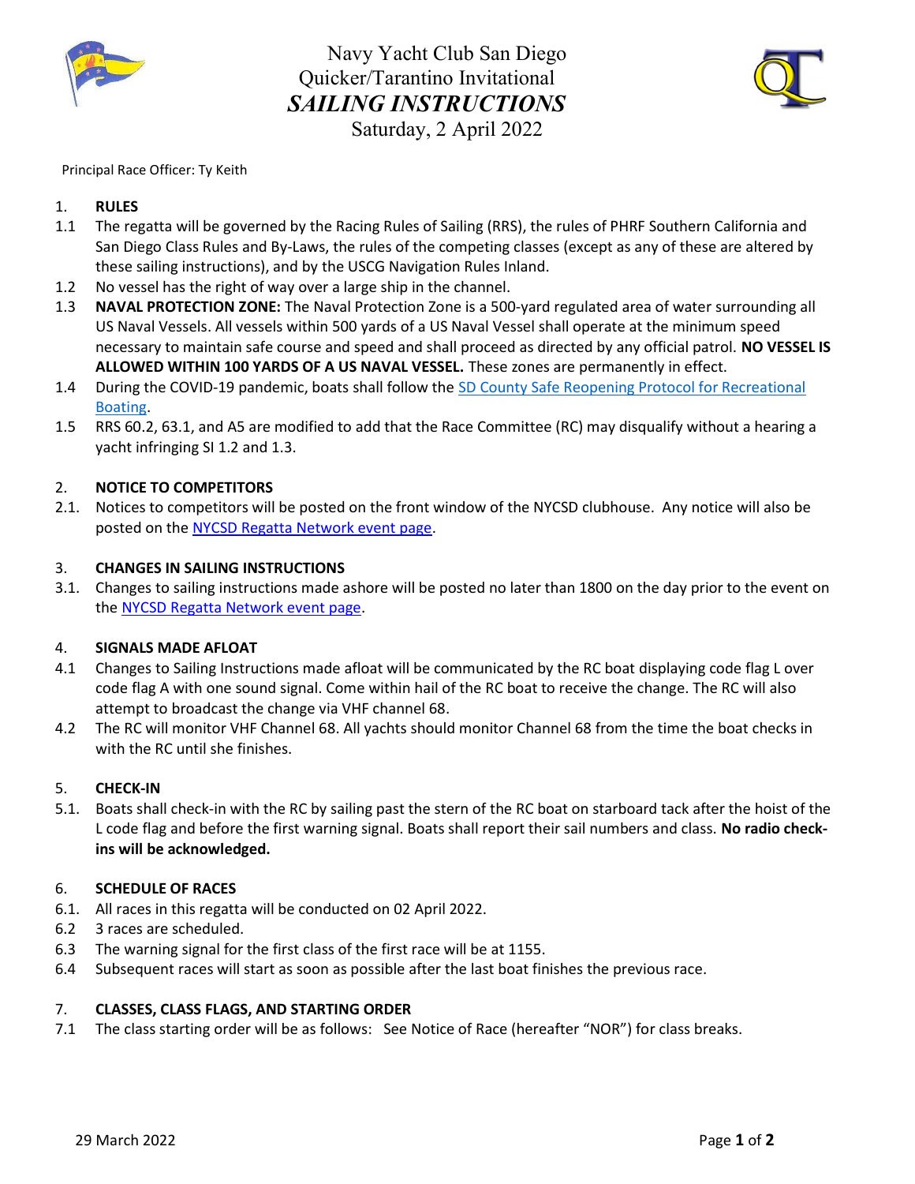# Navy Yacht Club San Diego
## Quicker/Tarantino Invitational
## *SAILING INSTRUCTIONS*
Saturday, 2 April 2022

Principal Race Officer: Ty Keith

1. **RULES**

1.1 The regatta will be governed by the Racing Rules of Sailing (RRS), the rules of PHRF Southern California and San Diego Class Rules and By-Laws, the rules of the competing classes (except as any of these are altered by these sailing instructions), and by the USCG Navigation Rules Inland.

1.2 No vessel has the right of way over a large ship in the channel.

1.3 **NAVAL PROTECTION ZONE:** The Naval Protection Zone is a 500-yard regulated area of water surrounding all US Naval Vessels. All vessels within 500 yards of a US Naval Vessel shall operate at the minimum speed necessary to maintain safe course and speed and shall proceed as directed by any official patrol. **NO VESSEL IS ALLOWED WITHIN 100 YARDS OF A US NAVAL VESSEL.** These zones are permanently in effect.

1.4 During the COVID-19 pandemic, boats shall follow the SD County Safe Reopening Protocol for Recreational Boating.

1.5 RRS 60.2, 63.1, and A5 are modified to add that the Race Committee (RC) may disqualify without a hearing a yacht infringing SI 1.2 and 1.3.

2. **NOTICE TO COMPETITORS**

2.1. Notices to competitors will be posted on the front window of the NYCSD clubhouse. Any notice will also be posted on the NYCSD Regatta Network event page.

3. **CHANGES IN SAILING INSTRUCTIONS**

3.1. Changes to sailing instructions made ashore will be posted no later than 1800 on the day prior to the event on the NYCSD Regatta Network event page.

4. **SIGNALS MADE AFLOAT**

4.1 Changes to Sailing Instructions made afloat will be communicated by the RC boat displaying code flag L over code flag A with one sound signal. Come within hail of the RC boat to receive the change. The RC will also attempt to broadcast the change via VHF channel 68.

4.2 The RC will monitor VHF Channel 68. All yachts should monitor Channel 68 from the time the boat checks in with the RC until she finishes.

5. **CHECK-IN**

5.1. Boats shall check-in with the RC by sailing past the stern of the RC boat on starboard tack after the hoist of the L code flag and before the first warning signal. Boats shall report their sail numbers and class. **No radio check-ins will be acknowledged.**

6. **SCHEDULE OF RACES**

6.1. All races in this regatta will be conducted on 02 April 2022.

6.2 3 races are scheduled.

6.3 The warning signal for the first class of the first race will be at 1155.

6.4 Subsequent races will start as soon as possible after the last boat finishes the previous race.

7. **CLASSES, CLASS FLAGS, AND STARTING ORDER**

7.1 The class starting order will be as follows: See Notice of Race (hereafter "NOR") for class breaks.

29 March 2022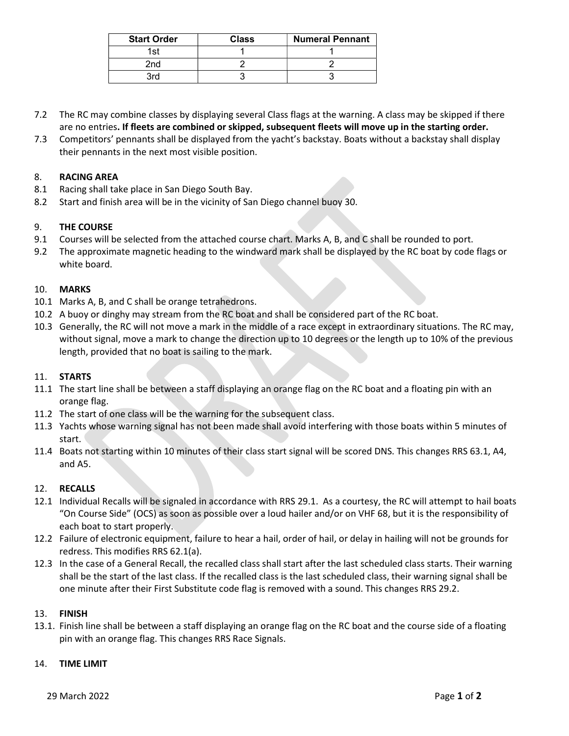| Start Order | Class | Numeral Pennant |
|---|---|---|
| 1st | 1 | 1 |
| 2nd | 2 | 2 |
| 3rd | 3 | 3 |

7.2 The RC may combine classes by displaying several Class flags at the warning. A class may be skipped if there are no entries**. If fleets are combined or skipped, subsequent fleets will move up in the starting order.**

7.3 Competitors' pennants shall be displayed from the yacht's backstay. Boats without a backstay shall display their pennants in the next most visible position.

## 8. RACING AREA

8.1 Racing shall take place in San Diego South Bay.

8.2 Start and finish area will be in the vicinity of San Diego channel buoy 30.

## 9. THE COURSE

9.1 Courses will be selected from the attached course chart. Marks A, B, and C shall be rounded to port.

9.2 The approximate magnetic heading to the windward mark shall be displayed by the RC boat by code flags or white board.

## 10. MARKS

10.1 Marks A, B, and C shall be orange tetrahedrons.

10.2 A buoy or dinghy may stream from the RC boat and shall be considered part of the RC boat.

10.3 Generally, the RC will not move a mark in the middle of a race except in extraordinary situations. The RC may, without signal, move a mark to change the direction up to 10 degrees or the length up to 10% of the previous length, provided that no boat is sailing to the mark.

## 11. STARTS

11.1 The start line shall be between a staff displaying an orange flag on the RC boat and a floating pin with an orange flag.

11.2 The start of one class will be the warning for the subsequent class.

11.3 Yachts whose warning signal has not been made shall avoid interfering with those boats within 5 minutes of start.

11.4 Boats not starting within 10 minutes of their class start signal will be scored DNS. This changes RRS 63.1, A4, and A5.

## 12. RECALLS

12.1 Individual Recalls will be signaled in accordance with RRS 29.1. As a courtesy, the RC will attempt to hail boats "On Course Side" (OCS) as soon as possible over a loud hailer and/or on VHF 68, but it is the responsibility of each boat to start properly.

12.2 Failure of electronic equipment, failure to hear a hail, order of hail, or delay in hailing will not be grounds for redress. This modifies RRS 62.1(a).

12.3 In the case of a General Recall, the recalled class shall start after the last scheduled class starts. Their warning shall be the start of the last class. If the recalled class is the last scheduled class, their warning signal shall be one minute after their First Substitute code flag is removed with a sound. This changes RRS 29.2.

## 13. FINISH

13.1. Finish line shall be between a staff displaying an orange flag on the RC boat and the course side of a floating pin with an orange flag. This changes RRS Race Signals.

## 14. TIME LIMIT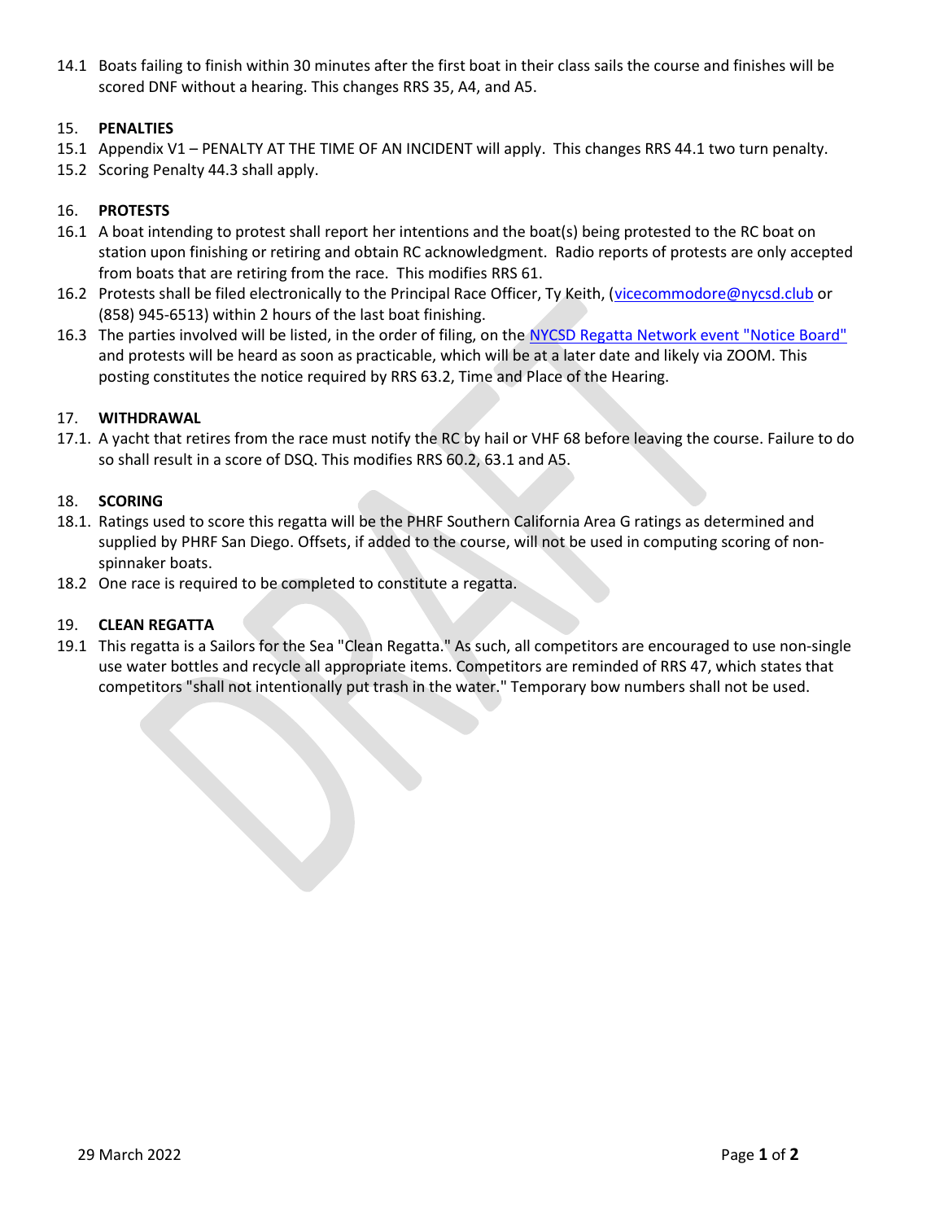14.1 Boats failing to finish within 30 minutes after the first boat in their class sails the course and finishes will be scored DNF without a hearing. This changes RRS 35, A4, and A5.

## 15. PENALTIES

15.1 Appendix V1 – PENALTY AT THE TIME OF AN INCIDENT will apply. This changes RRS 44.1 two turn penalty.

15.2 Scoring Penalty 44.3 shall apply.

## 16. PROTESTS

16.1 A boat intending to protest shall report her intentions and the boat(s) being protested to the RC boat on station upon finishing or retiring and obtain RC acknowledgment. Radio reports of protests are only accepted from boats that are retiring from the race. This modifies RRS 61.

16.2 Protests shall be filed electronically to the Principal Race Officer, Ty Keith, (vicecommodore@nycsd.club or (858) 945-6513) within 2 hours of the last boat finishing.

16.3 The parties involved will be listed, in the order of filing, on the NYCSD Regatta Network event "Notice Board" and protests will be heard as soon as practicable, which will be at a later date and likely via ZOOM. This posting constitutes the notice required by RRS 63.2, Time and Place of the Hearing.

## 17. WITHDRAWAL

17.1. A yacht that retires from the race must notify the RC by hail or VHF 68 before leaving the course. Failure to do so shall result in a score of DSQ. This modifies RRS 60.2, 63.1 and A5.

## 18. SCORING

18.1. Ratings used to score this regatta will be the PHRF Southern California Area G ratings as determined and supplied by PHRF San Diego. Offsets, if added to the course, will not be used in computing scoring of non-spinnaker boats.

18.2 One race is required to be completed to constitute a regatta.

## 19. CLEAN REGATTA

19.1 This regatta is a Sailors for the Sea "Clean Regatta." As such, all competitors are encouraged to use non-single use water bottles and recycle all appropriate items. Competitors are reminded of RRS 47, which states that competitors "shall not intentionally put trash in the water." Temporary bow numbers shall not be used.

29 March 2022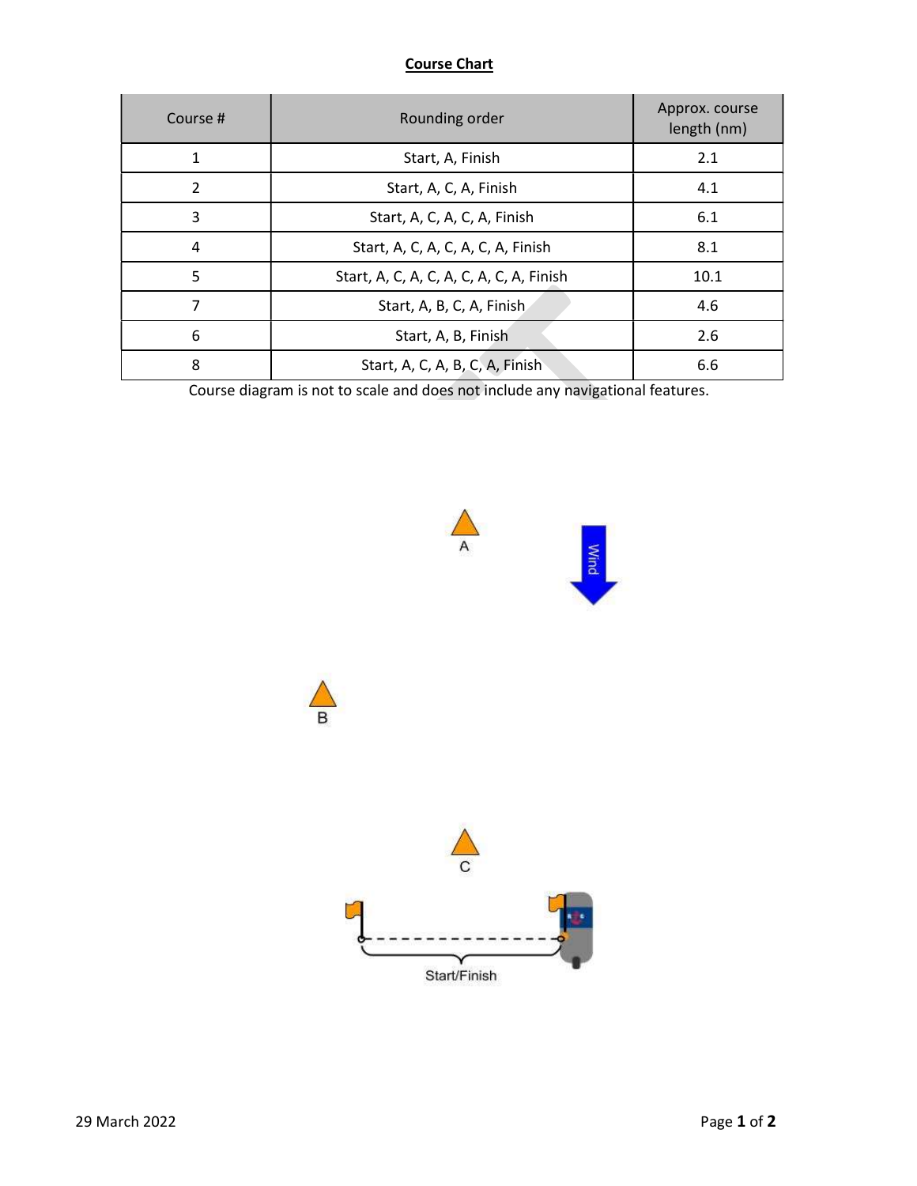**Course Chart**

| Course # | Rounding order | Approx. course length (nm) |
|---|---|---|
| 1 | Start, A, Finish | 2.1 |
| 2 | Start, A, C, A, Finish | 4.1 |
| 3 | Start, A, C, A, C, A, Finish | 6.1 |
| 4 | Start, A, C, A, C, A, C, A, Finish | 8.1 |
| 5 | Start, A, C, A, C, A, C, A, C, A, Finish | 10.1 |
| 7 | Start, A, B, C, A, Finish | 4.6 |
| 6 | Start, A, B, Finish | 2.6 |
| 8 | Start, A, C, A, B, C, A, Finish | 6.6 |

Course diagram is not to scale and does not include any navigational features.

A

Wind

B

C

Start/Finish

29 March 2022